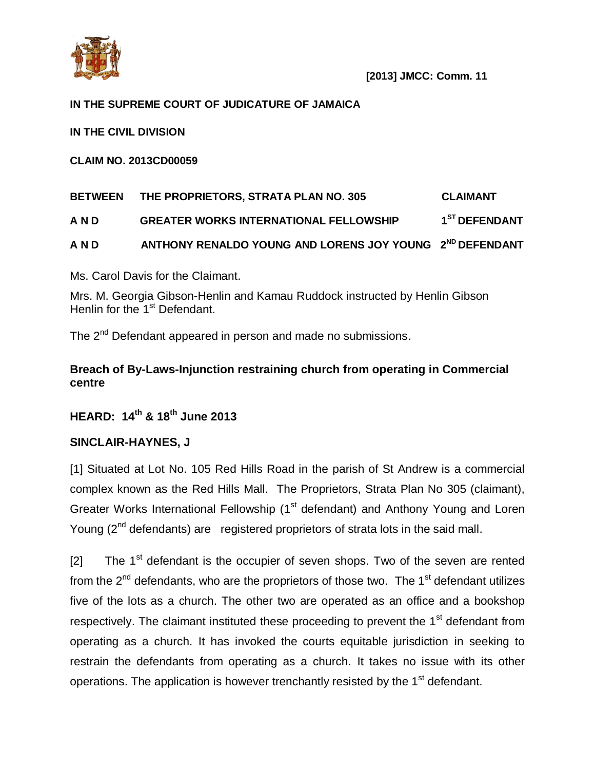[2013] JMCC: Comm. 11

**IN THE SUPREME COURT OF JUDICATURE OF JAMAICA**

**IN THE CIVIL DIVISION**

**CLAIM NO. 2013CD00059**

| | | |
|---|---|---|
| **BETWEEN** | **THE PROPRIETORS, STRATA PLAN NO. 305** | **CLAIMANT** |
| **A N D** | **GREATER WORKS INTERNATIONAL FELLOWSHIP** | **1ST DEFENDANT** |
| **A N D** | **ANTHONY RENALDO YOUNG AND LORENS JOY YOUNG** | **2ND DEFENDANT** |

Ms. Carol Davis for the Claimant.

Mrs. M. Georgia Gibson-Henlin and Kamau Ruddock instructed by Henlin Gibson Henlin for the 1st Defendant.

The 2nd Defendant appeared in person and made no submissions.

**Breach of By-Laws-Injunction restraining church from operating in Commercial centre**

## HEARD: 14th & 18th June 2013

**SINCLAIR-HAYNES, J**

[1] Situated at Lot No. 105 Red Hills Road in the parish of St Andrew is a commercial complex known as the Red Hills Mall. The Proprietors, Strata Plan No 305 (claimant), Greater Works International Fellowship (1st defendant) and Anthony Young and Loren Young (2nd defendants) are registered proprietors of strata lots in the said mall.

[2] The 1st defendant is the occupier of seven shops. Two of the seven are rented from the 2nd defendants, who are the proprietors of those two. The 1st defendant utilizes five of the lots as a church. The other two are operated as an office and a bookshop respectively. The claimant instituted these proceeding to prevent the 1st defendant from operating as a church. It has invoked the courts equitable jurisdiction in seeking to restrain the defendants from operating as a church. It takes no issue with its other operations. The application is however trenchantly resisted by the 1st defendant.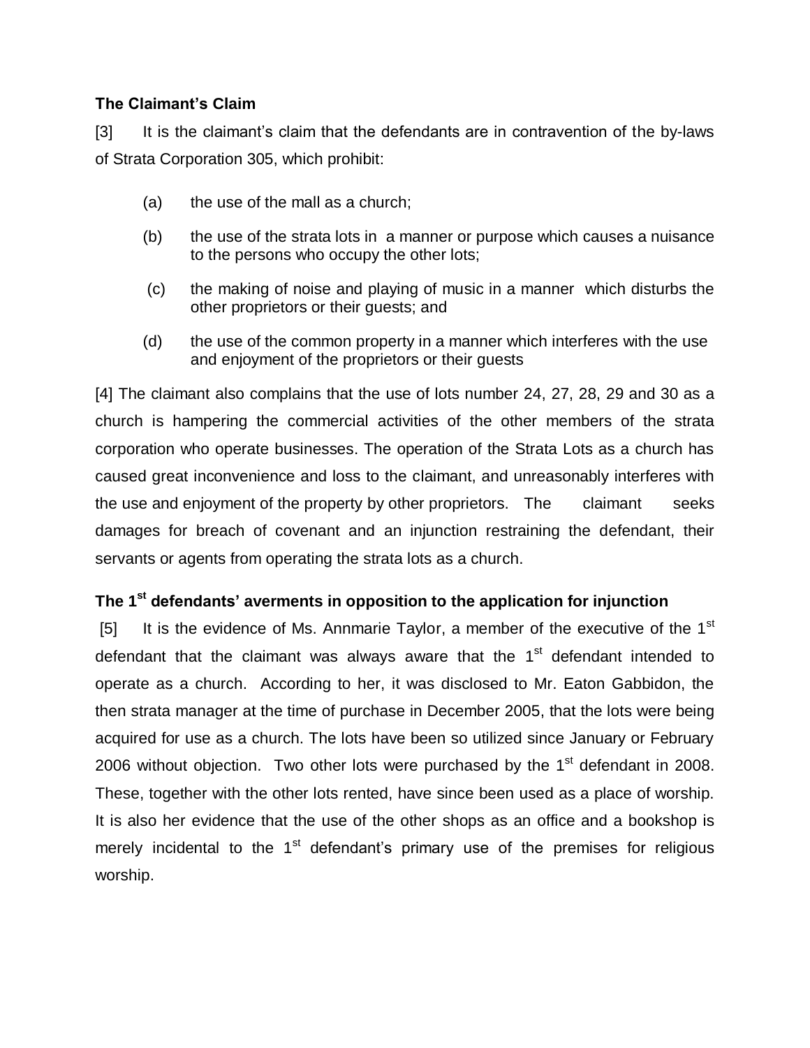**The Claimant's Claim**

[3] It is the claimant's claim that the defendants are in contravention of the by-laws of Strata Corporation 305, which prohibit:

(a) the use of the mall as a church;

(b) the use of the strata lots in a manner or purpose which causes a nuisance to the persons who occupy the other lots;

(c) the making of noise and playing of music in a manner which disturbs the other proprietors or their guests; and

(d) the use of the common property in a manner which interferes with the use and enjoyment of the proprietors or their guests

[4] The claimant also complains that the use of lots number 24, 27, 28, 29 and 30 as a church is hampering the commercial activities of the other members of the strata corporation who operate businesses. The operation of the Strata Lots as a church has caused great inconvenience and loss to the claimant, and unreasonably interferes with the use and enjoyment of the property by other proprietors. The claimant seeks damages for breach of covenant and an injunction restraining the defendant, their servants or agents from operating the strata lots as a church.

**The 1st defendants' averments in opposition to the application for injunction**

[5] It is the evidence of Ms. Annmarie Taylor, a member of the executive of the 1st defendant that the claimant was always aware that the 1st defendant intended to operate as a church. According to her, it was disclosed to Mr. Eaton Gabbidon, the then strata manager at the time of purchase in December 2005, that the lots were being acquired for use as a church. The lots have been so utilized since January or February 2006 without objection. Two other lots were purchased by the 1st defendant in 2008. These, together with the other lots rented, have since been used as a place of worship. It is also her evidence that the use of the other shops as an office and a bookshop is merely incidental to the 1st defendant's primary use of the premises for religious worship.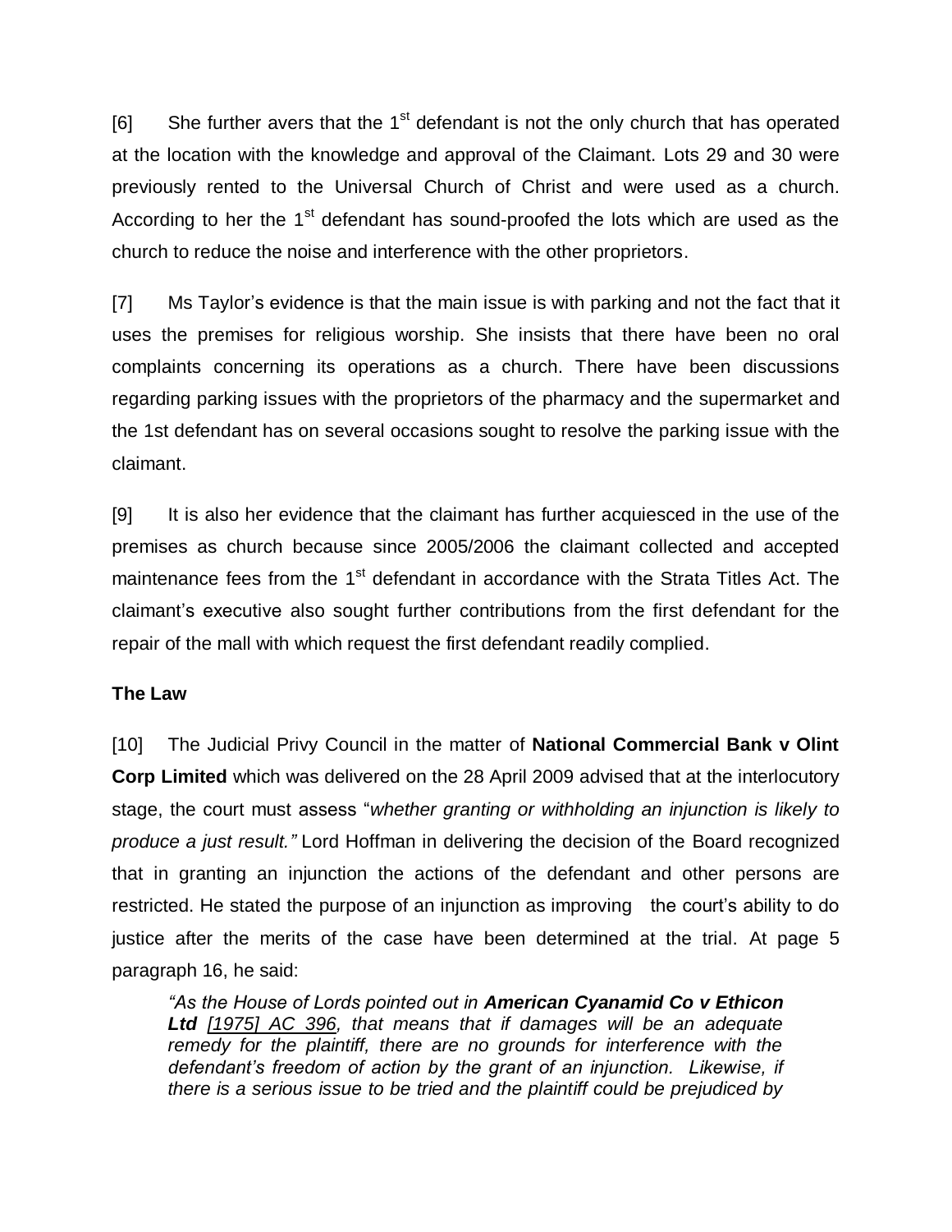[6] She further avers that the 1st defendant is not the only church that has operated at the location with the knowledge and approval of the Claimant. Lots 29 and 30 were previously rented to the Universal Church of Christ and were used as a church. According to her the 1st defendant has sound-proofed the lots which are used as the church to reduce the noise and interference with the other proprietors.

[7] Ms Taylor's evidence is that the main issue is with parking and not the fact that it uses the premises for religious worship. She insists that there have been no oral complaints concerning its operations as a church. There have been discussions regarding parking issues with the proprietors of the pharmacy and the supermarket and the 1st defendant has on several occasions sought to resolve the parking issue with the claimant.

[9] It is also her evidence that the claimant has further acquiesced in the use of the premises as church because since 2005/2006 the claimant collected and accepted maintenance fees from the 1st defendant in accordance with the Strata Titles Act. The claimant's executive also sought further contributions from the first defendant for the repair of the mall with which request the first defendant readily complied.

**The Law**

[10] The Judicial Privy Council in the matter of **National Commercial Bank v Olint Corp Limited** which was delivered on the 28 April 2009 advised that at the interlocutory stage, the court must assess "*whether granting or withholding an injunction is likely to produce a just result.*" Lord Hoffman in delivering the decision of the Board recognized that in granting an injunction the actions of the defendant and other persons are restricted. He stated the purpose of an injunction as improving the court's ability to do justice after the merits of the case have been determined at the trial. At page 5 paragraph 16, he said:

> *"As the House of Lords pointed out in **American Cyanamid Co v Ethicon Ltd** [1975] AC 396, that means that if damages will be an adequate remedy for the plaintiff, there are no grounds for interference with the defendant's freedom of action by the grant of an injunction. Likewise, if there is a serious issue to be tried and the plaintiff could be prejudiced by*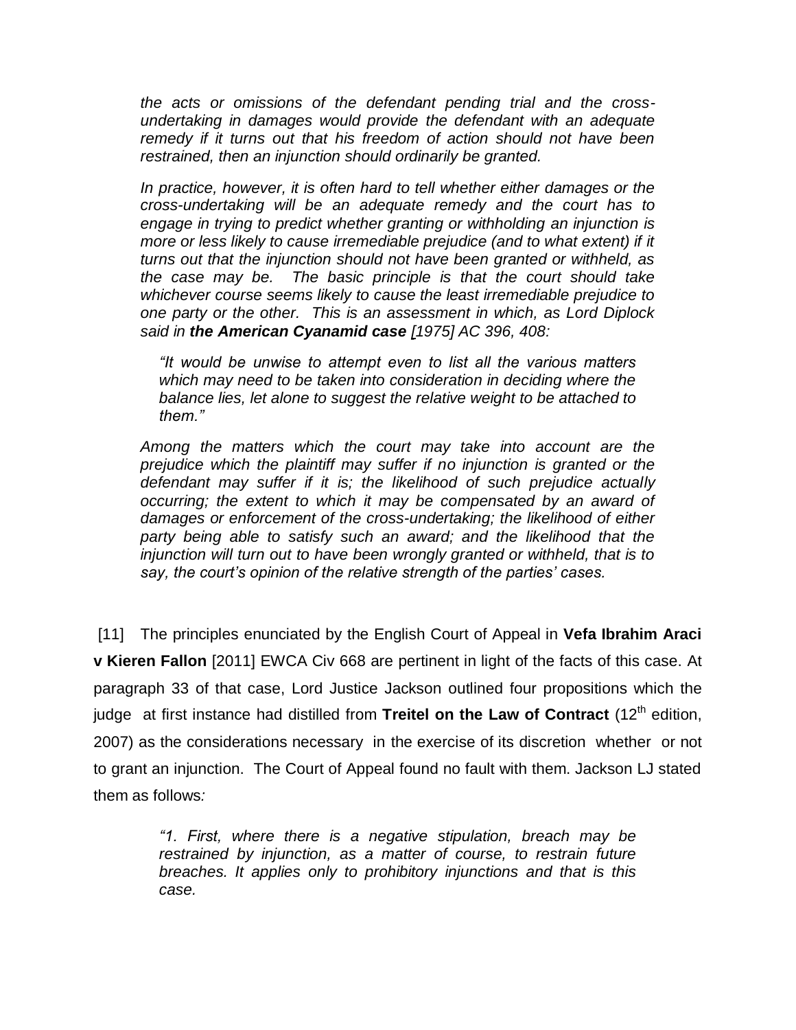*the acts or omissions of the defendant pending trial and the cross-undertaking in damages would provide the defendant with an adequate remedy if it turns out that his freedom of action should not have been restrained, then an injunction should ordinarily be granted.*

*In practice, however, it is often hard to tell whether either damages or the cross-undertaking will be an adequate remedy and the court has to engage in trying to predict whether granting or withholding an injunction is more or less likely to cause irremediable prejudice (and to what extent) if it turns out that the injunction should not have been granted or withheld, as the case may be. The basic principle is that the court should take whichever course seems likely to cause the least irremediable prejudice to one party or the other. This is an assessment in which, as Lord Diplock said in* ***the American Cyanamid case*** *[1975] AC 396, 408:*

> *"It would be unwise to attempt even to list all the various matters which may need to be taken into consideration in deciding where the balance lies, let alone to suggest the relative weight to be attached to them."*

*Among the matters which the court may take into account are the prejudice which the plaintiff may suffer if no injunction is granted or the defendant may suffer if it is; the likelihood of such prejudice actually occurring; the extent to which it may be compensated by an award of damages or enforcement of the cross-undertaking; the likelihood of either party being able to satisfy such an award; and the likelihood that the injunction will turn out to have been wrongly granted or withheld, that is to say, the court's opinion of the relative strength of the parties' cases.*

[11] The principles enunciated by the English Court of Appeal in **Vefa Ibrahim Araci v Kieren Fallon** [2011] EWCA Civ 668 are pertinent in light of the facts of this case. At paragraph 33 of that case, Lord Justice Jackson outlined four propositions which the judge at first instance had distilled from **Treitel on the Law of Contract** (12th edition, 2007) as the considerations necessary in the exercise of its discretion whether or not to grant an injunction. The Court of Appeal found no fault with them. Jackson LJ stated them as follows*:*

> *"1. First, where there is a negative stipulation, breach may be restrained by injunction, as a matter of course, to restrain future breaches. It applies only to prohibitory injunctions and that is this case.*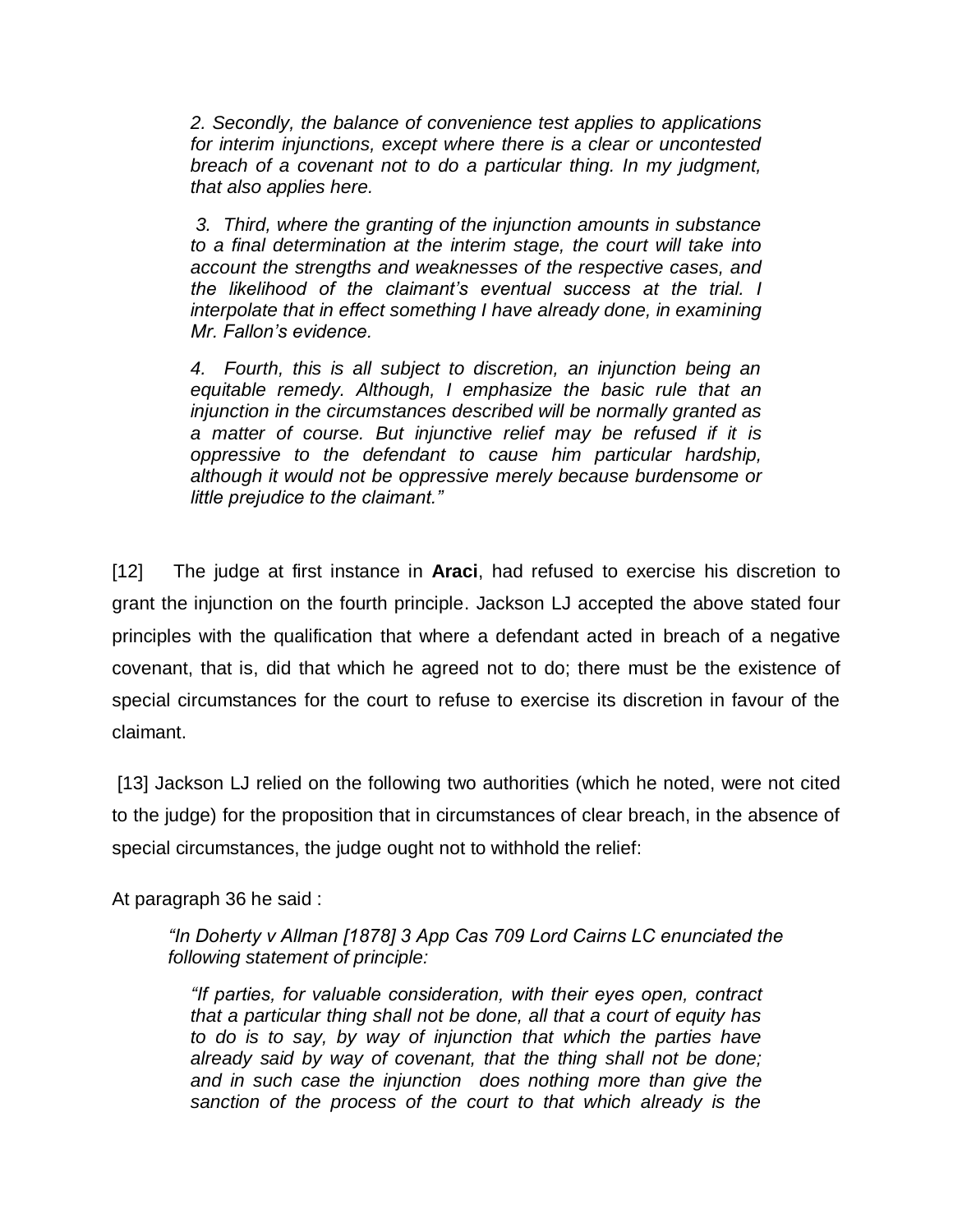> *2. Secondly, the balance of convenience test applies to applications for interim injunctions, except where there is a clear or uncontested breach of a covenant not to do a particular thing. In my judgment, that also applies here.*
>
> *3. Third, where the granting of the injunction amounts in substance to a final determination at the interim stage, the court will take into account the strengths and weaknesses of the respective cases, and the likelihood of the claimant's eventual success at the trial. I interpolate that in effect something I have already done, in examining Mr. Fallon's evidence.*
>
> *4. Fourth, this is all subject to discretion, an injunction being an equitable remedy. Although, I emphasize the basic rule that an injunction in the circumstances described will be normally granted as a matter of course. But injunctive relief may be refused if it is oppressive to the defendant to cause him particular hardship, although it would not be oppressive merely because burdensome or little prejudice to the claimant."*

[12] The judge at first instance in **Araci**, had refused to exercise his discretion to grant the injunction on the fourth principle. Jackson LJ accepted the above stated four principles with the qualification that where a defendant acted in breach of a negative covenant, that is, did that which he agreed not to do; there must be the existence of special circumstances for the court to refuse to exercise its discretion in favour of the claimant.

[13] Jackson LJ relied on the following two authorities (which he noted, were not cited to the judge) for the proposition that in circumstances of clear breach, in the absence of special circumstances, the judge ought not to withhold the relief:

At paragraph 36 he said :

> *"In Doherty v Allman [1878] 3 App Cas 709 Lord Cairns LC enunciated the following statement of principle:*
>
> > *"If parties, for valuable consideration, with their eyes open, contract that a particular thing shall not be done, all that a court of equity has to do is to say, by way of injunction that which the parties have already said by way of covenant, that the thing shall not be done; and in such case the injunction does nothing more than give the sanction of the process of the court to that which already is the*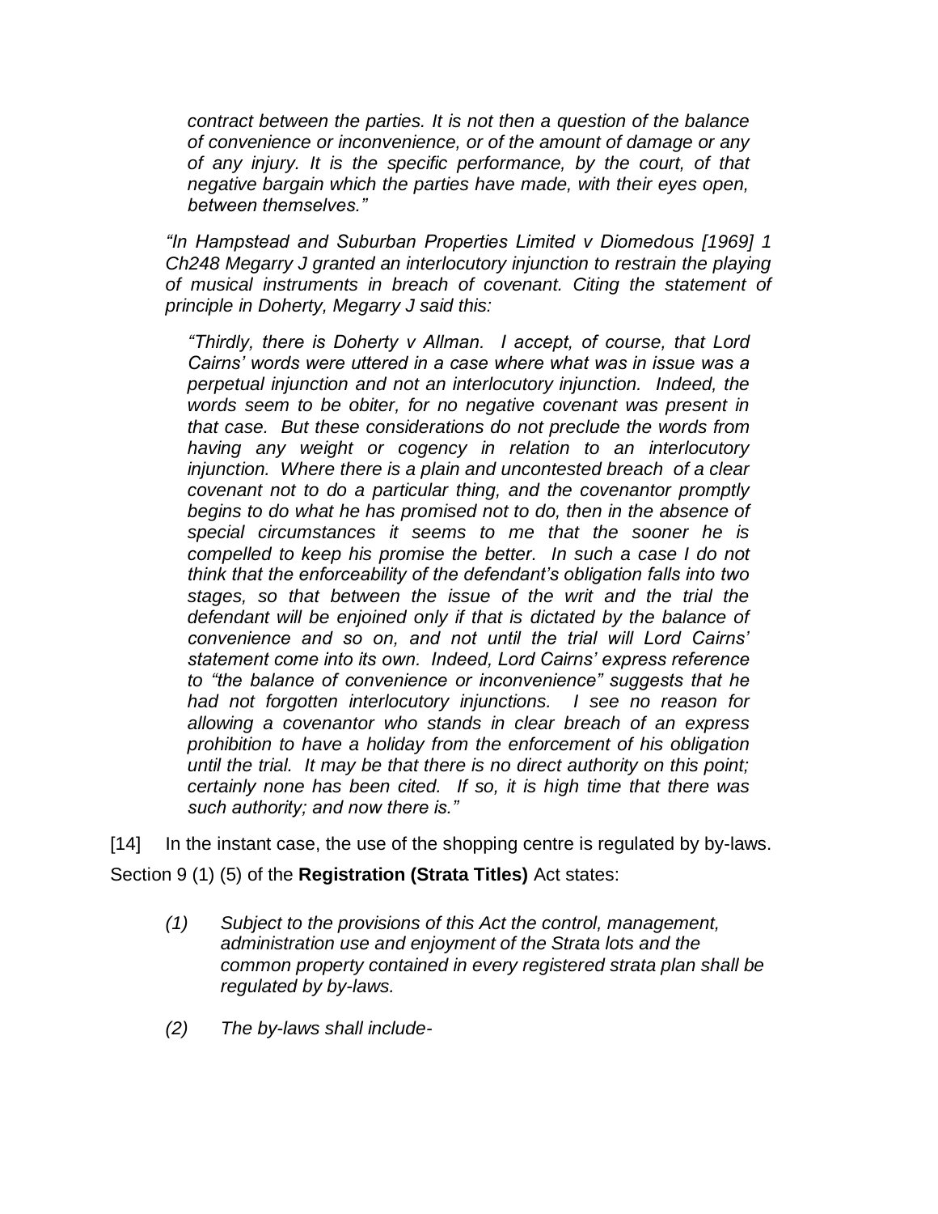*contract between the parties. It is not then a question of the balance of convenience or inconvenience, or of the amount of damage or any of any injury. It is the specific performance, by the court, of that negative bargain which the parties have made, with their eyes open, between themselves."*

*"In Hampstead and Suburban Properties Limited v Diomedous [1969] 1 Ch248 Megarry J granted an interlocutory injunction to restrain the playing of musical instruments in breach of covenant. Citing the statement of principle in Doherty, Megarry J said this:*

> *"Thirdly, there is Doherty v Allman. I accept, of course, that Lord Cairns' words were uttered in a case where what was in issue was a perpetual injunction and not an interlocutory injunction. Indeed, the words seem to be obiter, for no negative covenant was present in that case. But these considerations do not preclude the words from having any weight or cogency in relation to an interlocutory injunction. Where there is a plain and uncontested breach of a clear covenant not to do a particular thing, and the covenantor promptly begins to do what he has promised not to do, then in the absence of special circumstances it seems to me that the sooner he is compelled to keep his promise the better. In such a case I do not think that the enforceability of the defendant's obligation falls into two stages, so that between the issue of the writ and the trial the defendant will be enjoined only if that is dictated by the balance of convenience and so on, and not until the trial will Lord Cairns' statement come into its own. Indeed, Lord Cairns' express reference to "the balance of convenience or inconvenience" suggests that he had not forgotten interlocutory injunctions. I see no reason for allowing a covenantor who stands in clear breach of an express prohibition to have a holiday from the enforcement of his obligation until the trial. It may be that there is no direct authority on this point; certainly none has been cited. If so, it is high time that there was such authority; and now there is."*

[14] In the instant case, the use of the shopping centre is regulated by by-laws. Section 9 (1) (5) of the **Registration (Strata Titles)** Act states:

> *(1) Subject to the provisions of this Act the control, management, administration use and enjoyment of the Strata lots and the common property contained in every registered strata plan shall be regulated by by-laws.*
>
> *(2) The by-laws shall include-*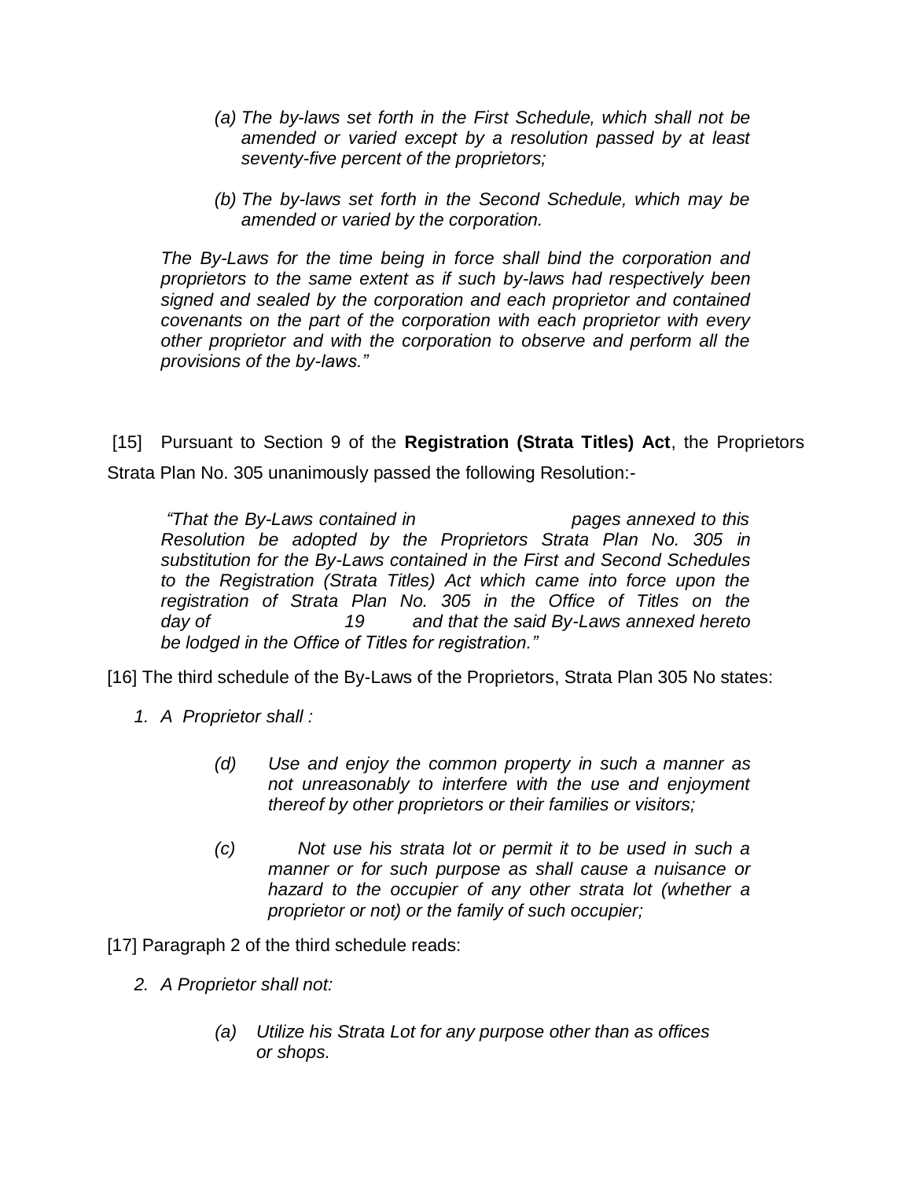> *(a) The by-laws set forth in the First Schedule, which shall not be amended or varied except by a resolution passed by at least seventy-five percent of the proprietors;*
>
> *(b) The by-laws set forth in the Second Schedule, which may be amended or varied by the corporation.*
>
> *The By-Laws for the time being in force shall bind the corporation and proprietors to the same extent as if such by-laws had respectively been signed and sealed by the corporation and each proprietor and contained covenants on the part of the corporation with each proprietor with every other proprietor and with the corporation to observe and perform all the provisions of the by-laws."*

[15] Pursuant to Section 9 of the **Registration (Strata Titles) Act**, the Proprietors Strata Plan No. 305 unanimously passed the following Resolution:-

> *"That the By-Laws contained in pages annexed to this Resolution be adopted by the Proprietors Strata Plan No. 305 in substitution for the By-Laws contained in the First and Second Schedules to the Registration (Strata Titles) Act which came into force upon the registration of Strata Plan No. 305 in the Office of Titles on the day of 19 and that the said By-Laws annexed hereto be lodged in the Office of Titles for registration."*

[16] The third schedule of the By-Laws of the Proprietors, Strata Plan 305 No states:

> *1. A Proprietor shall :*
>
> *(d) Use and enjoy the common property in such a manner as not unreasonably to interfere with the use and enjoyment thereof by other proprietors or their families or visitors;*
>
> *(c) Not use his strata lot or permit it to be used in such a manner or for such purpose as shall cause a nuisance or hazard to the occupier of any other strata lot (whether a proprietor or not) or the family of such occupier;*

[17] Paragraph 2 of the third schedule reads:

> *2. A Proprietor shall not:*
>
> *(a) Utilize his Strata Lot for any purpose other than as offices or shops.*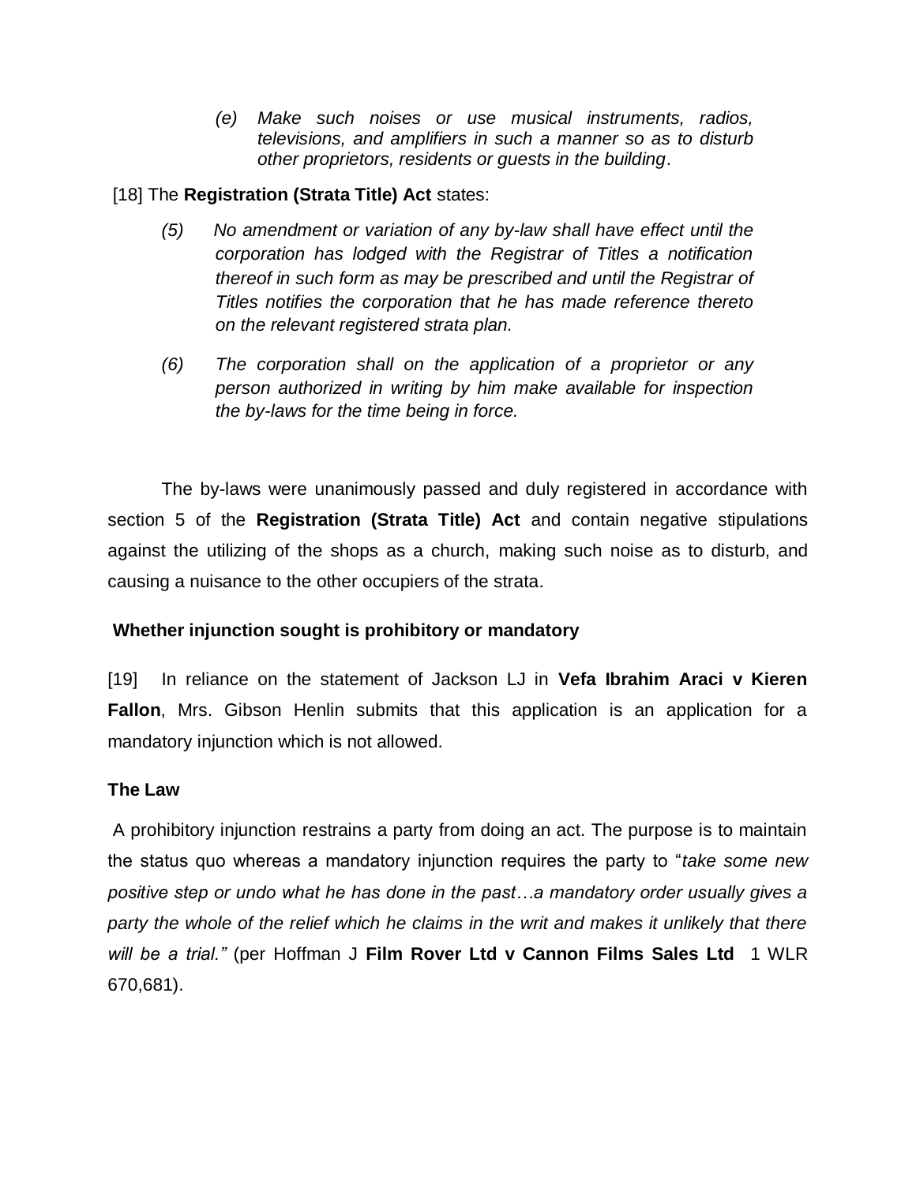> *(e) Make such noises or use musical instruments, radios, televisions, and amplifiers in such a manner so as to disturb other proprietors, residents or guests in the building*.

[18] The **Registration (Strata Title) Act** states:

> *(5) No amendment or variation of any by-law shall have effect until the corporation has lodged with the Registrar of Titles a notification thereof in such form as may be prescribed and until the Registrar of Titles notifies the corporation that he has made reference thereto on the relevant registered strata plan.*
>
> *(6) The corporation shall on the application of a proprietor or any person authorized in writing by him make available for inspection the by-laws for the time being in force.*

The by-laws were unanimously passed and duly registered in accordance with section 5 of the **Registration (Strata Title) Act** and contain negative stipulations against the utilizing of the shops as a church, making such noise as to disturb, and causing a nuisance to the other occupiers of the strata.

**Whether injunction sought is prohibitory or mandatory**

[19] In reliance on the statement of Jackson LJ in **Vefa Ibrahim Araci v Kieren Fallon**, Mrs. Gibson Henlin submits that this application is an application for a mandatory injunction which is not allowed.

**The Law**

A prohibitory injunction restrains a party from doing an act. The purpose is to maintain the status quo whereas a mandatory injunction requires the party to "*take some new positive step or undo what he has done in the past…a mandatory order usually gives a party the whole of the relief which he claims in the writ and makes it unlikely that there will be a trial."* (per Hoffman J **Film Rover Ltd v Cannon Films Sales Ltd** 1 WLR 670,681).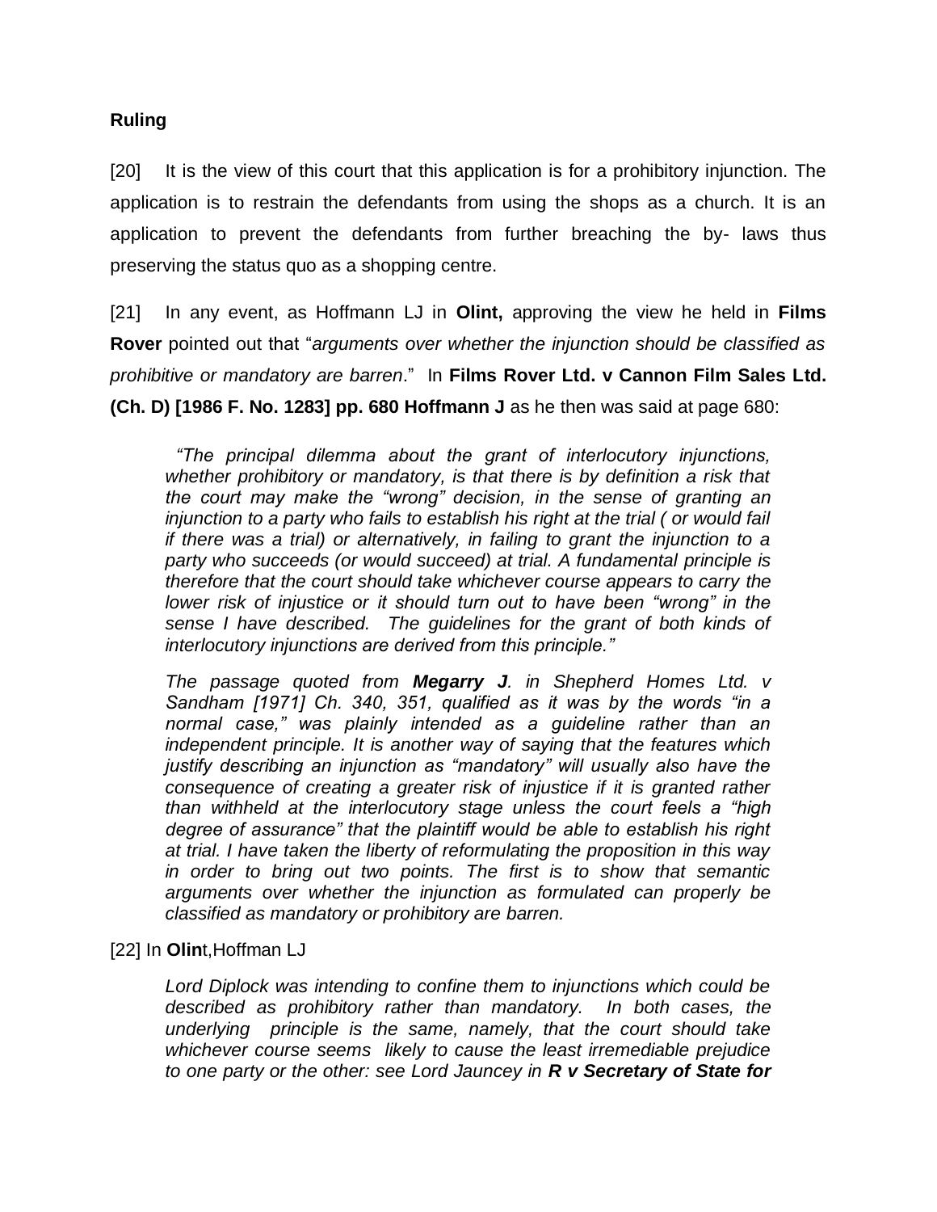**Ruling**

[20] It is the view of this court that this application is for a prohibitory injunction. The application is to restrain the defendants from using the shops as a church. It is an application to prevent the defendants from further breaching the by- laws thus preserving the status quo as a shopping centre.

[21] In any event, as Hoffmann LJ in **Olint,** approving the view he held in **Films Rover** pointed out that "*arguments over whether the injunction should be classified as prohibitive or mandatory are barren*." In **Films Rover Ltd. v Cannon Film Sales Ltd. (Ch. D) [1986 F. No. 1283] pp. 680 Hoffmann J** as he then was said at page 680:

> *"The principal dilemma about the grant of interlocutory injunctions, whether prohibitory or mandatory, is that there is by definition a risk that the court may make the "wrong" decision, in the sense of granting an injunction to a party who fails to establish his right at the trial ( or would fail if there was a trial) or alternatively, in failing to grant the injunction to a party who succeeds (or would succeed) at trial. A fundamental principle is therefore that the court should take whichever course appears to carry the lower risk of injustice or it should turn out to have been "wrong" in the sense I have described. The guidelines for the grant of both kinds of interlocutory injunctions are derived from this principle."*
>
> *The passage quoted from **Megarry J**. in Shepherd Homes Ltd. v Sandham [1971] Ch. 340, 351, qualified as it was by the words "in a normal case," was plainly intended as a guideline rather than an independent principle. It is another way of saying that the features which justify describing an injunction as "mandatory" will usually also have the consequence of creating a greater risk of injustice if it is granted rather than withheld at the interlocutory stage unless the court feels a "high degree of assurance" that the plaintiff would be able to establish his right at trial. I have taken the liberty of reformulating the proposition in this way in order to bring out two points. The first is to show that semantic arguments over whether the injunction as formulated can properly be classified as mandatory or prohibitory are barren.*

[22] In **Olin**t,Hoffman LJ

> *Lord Diplock was intending to confine them to injunctions which could be described as prohibitory rather than mandatory. In both cases, the underlying principle is the same, namely, that the court should take whichever course seems likely to cause the least irremediable prejudice to one party or the other: see Lord Jauncey in **R v Secretary of State for***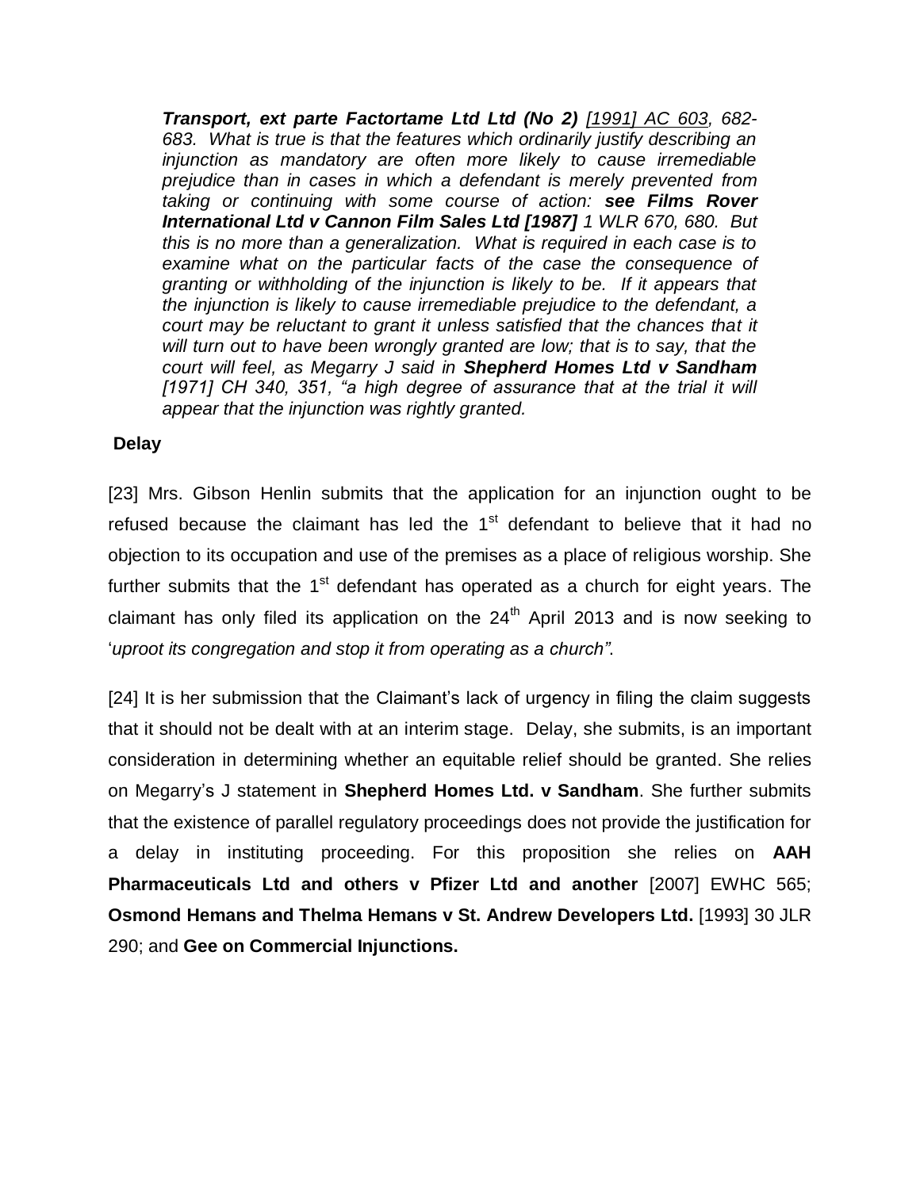*__Transport, ext parte Factortame Ltd Ltd (No 2)__ [1991] AC 603, 682-683. What is true is that the features which ordinarily justify describing an injunction as mandatory are often more likely to cause irremediable prejudice than in cases in which a defendant is merely prevented from taking or continuing with some course of action: __see Films Rover International Ltd v Cannon Film Sales Ltd [1987]__ 1 WLR 670, 680. But this is no more than a generalization. What is required in each case is to examine what on the particular facts of the case the consequence of granting or withholding of the injunction is likely to be. If it appears that the injunction is likely to cause irremediable prejudice to the defendant, a court may be reluctant to grant it unless satisfied that the chances that it will turn out to have been wrongly granted are low; that is to say, that the court will feel, as Megarry J said in __Shepherd Homes Ltd v Sandham__ [1971] CH 340, 351, "a high degree of assurance that at the trial it will appear that the injunction was rightly granted.*

**Delay**

[23] Mrs. Gibson Henlin submits that the application for an injunction ought to be refused because the claimant has led the 1st defendant to believe that it had no objection to its occupation and use of the premises as a place of religious worship. She further submits that the 1st defendant has operated as a church for eight years. The claimant has only filed its application on the 24th April 2013 and is now seeking to '*uproot its congregation and stop it from operating as a church"*.

[24] It is her submission that the Claimant's lack of urgency in filing the claim suggests that it should not be dealt with at an interim stage. Delay, she submits, is an important consideration in determining whether an equitable relief should be granted. She relies on Megarry's J statement in **Shepherd Homes Ltd. v Sandham**. She further submits that the existence of parallel regulatory proceedings does not provide the justification for a delay in instituting proceeding. For this proposition she relies on **AAH Pharmaceuticals Ltd and others v Pfizer Ltd and another** [2007] EWHC 565; **Osmond Hemans and Thelma Hemans v St. Andrew Developers Ltd.** [1993] 30 JLR 290; and **Gee on Commercial Injunctions.**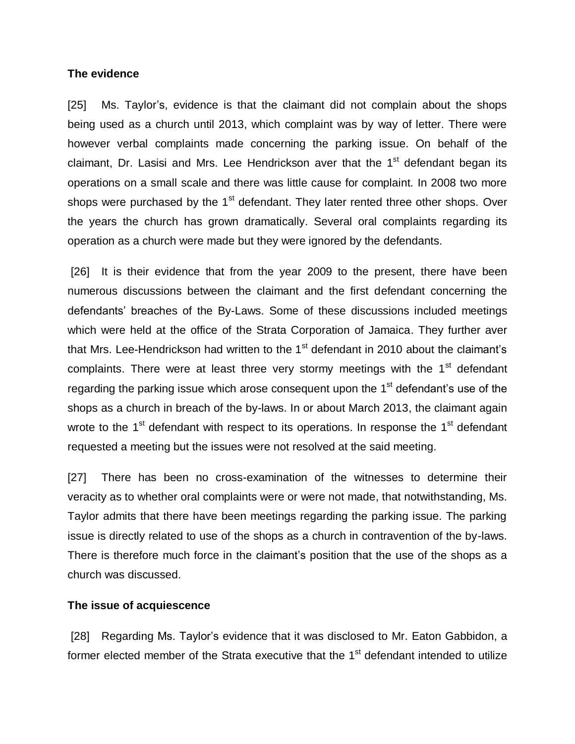**The evidence**

[25] Ms. Taylor's, evidence is that the claimant did not complain about the shops being used as a church until 2013, which complaint was by way of letter. There were however verbal complaints made concerning the parking issue. On behalf of the claimant, Dr. Lasisi and Mrs. Lee Hendrickson aver that the 1st defendant began its operations on a small scale and there was little cause for complaint. In 2008 two more shops were purchased by the 1st defendant. They later rented three other shops. Over the years the church has grown dramatically. Several oral complaints regarding its operation as a church were made but they were ignored by the defendants.

[26] It is their evidence that from the year 2009 to the present, there have been numerous discussions between the claimant and the first defendant concerning the defendants' breaches of the By-Laws. Some of these discussions included meetings which were held at the office of the Strata Corporation of Jamaica. They further aver that Mrs. Lee-Hendrickson had written to the 1st defendant in 2010 about the claimant's complaints. There were at least three very stormy meetings with the 1st defendant regarding the parking issue which arose consequent upon the 1st defendant's use of the shops as a church in breach of the by-laws. In or about March 2013, the claimant again wrote to the 1st defendant with respect to its operations. In response the 1st defendant requested a meeting but the issues were not resolved at the said meeting.

[27] There has been no cross-examination of the witnesses to determine their veracity as to whether oral complaints were or were not made, that notwithstanding, Ms. Taylor admits that there have been meetings regarding the parking issue. The parking issue is directly related to use of the shops as a church in contravention of the by-laws. There is therefore much force in the claimant's position that the use of the shops as a church was discussed.

**The issue of acquiescence**

[28] Regarding Ms. Taylor's evidence that it was disclosed to Mr. Eaton Gabbidon, a former elected member of the Strata executive that the 1st defendant intended to utilize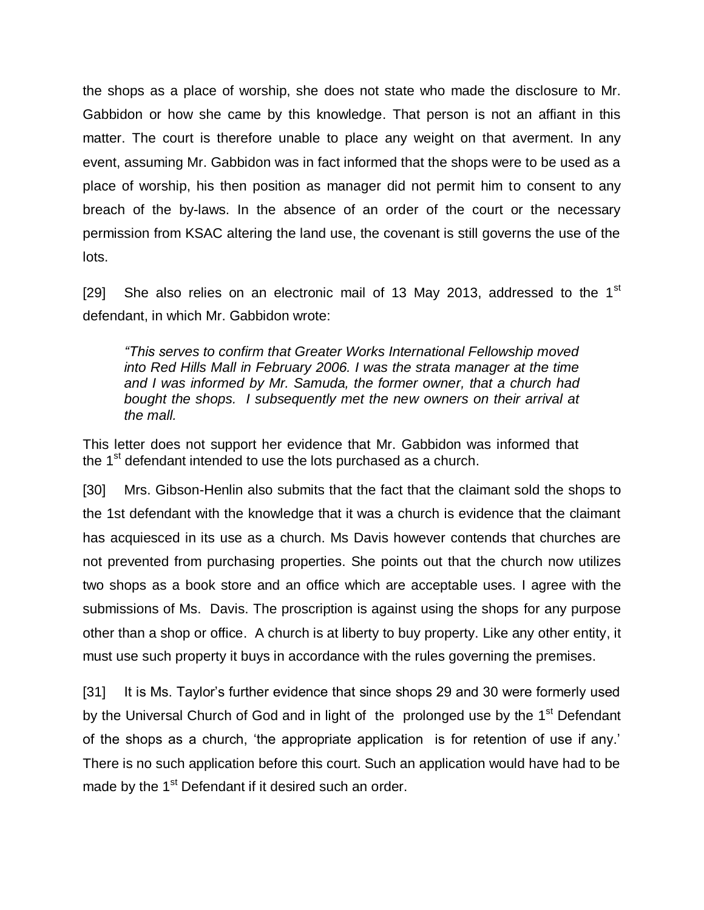the shops as a place of worship, she does not state who made the disclosure to Mr. Gabbidon or how she came by this knowledge. That person is not an affiant in this matter. The court is therefore unable to place any weight on that averment. In any event, assuming Mr. Gabbidon was in fact informed that the shops were to be used as a place of worship, his then position as manager did not permit him to consent to any breach of the by-laws. In the absence of an order of the court or the necessary permission from KSAC altering the land use, the covenant is still governs the use of the lots.

[29] She also relies on an electronic mail of 13 May 2013, addressed to the 1st defendant, in which Mr. Gabbidon wrote:

> *"This serves to confirm that Greater Works International Fellowship moved into Red Hills Mall in February 2006. I was the strata manager at the time and I was informed by Mr. Samuda, the former owner, that a church had bought the shops. I subsequently met the new owners on their arrival at the mall.*

This letter does not support her evidence that Mr. Gabbidon was informed that the 1st defendant intended to use the lots purchased as a church.

[30] Mrs. Gibson-Henlin also submits that the fact that the claimant sold the shops to the 1st defendant with the knowledge that it was a church is evidence that the claimant has acquiesced in its use as a church. Ms Davis however contends that churches are not prevented from purchasing properties. She points out that the church now utilizes two shops as a book store and an office which are acceptable uses. I agree with the submissions of Ms. Davis. The proscription is against using the shops for any purpose other than a shop or office. A church is at liberty to buy property. Like any other entity, it must use such property it buys in accordance with the rules governing the premises.

[31] It is Ms. Taylor's further evidence that since shops 29 and 30 were formerly used by the Universal Church of God and in light of the prolonged use by the 1st Defendant of the shops as a church, 'the appropriate application is for retention of use if any.' There is no such application before this court. Such an application would have had to be made by the 1st Defendant if it desired such an order.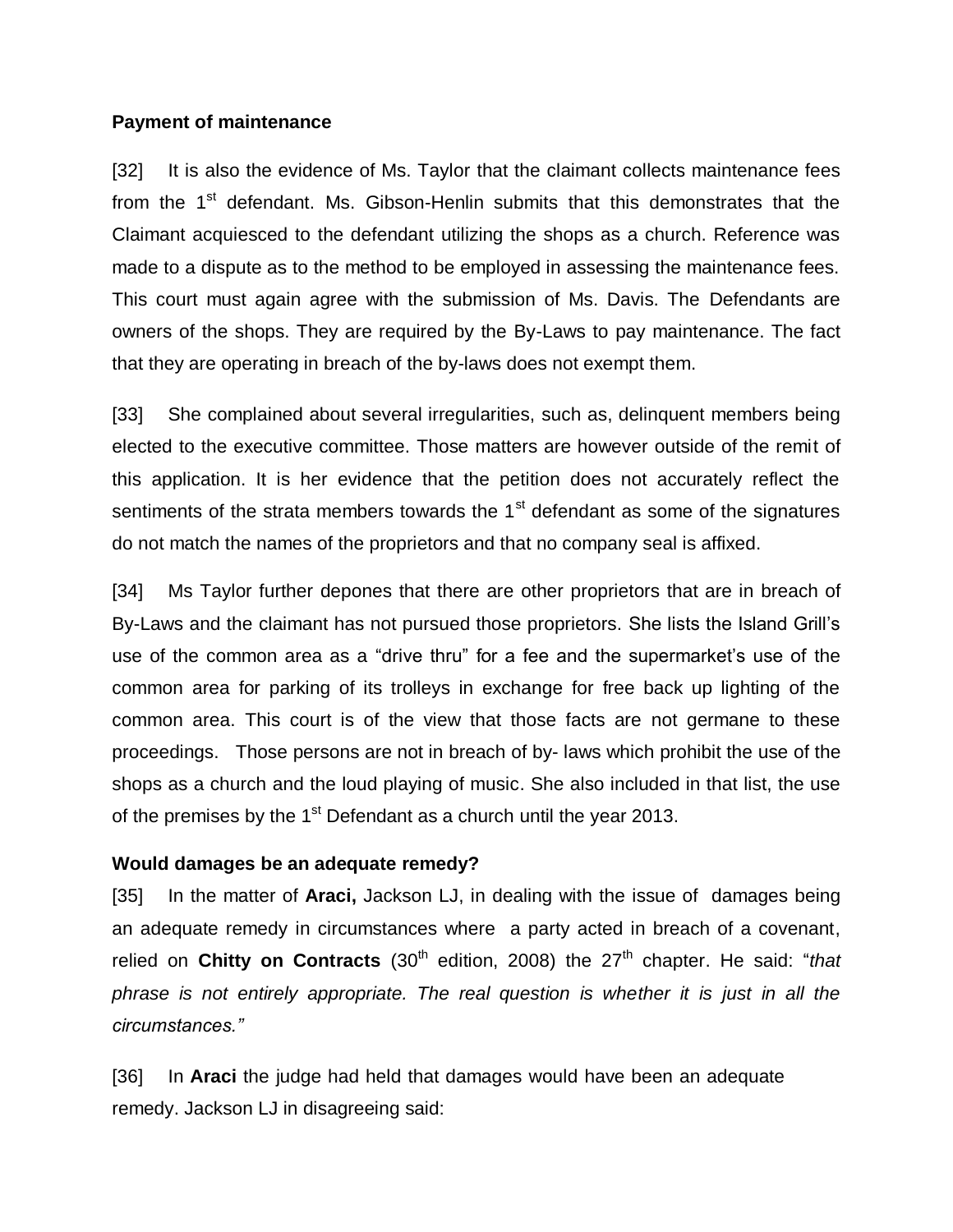**Payment of maintenance**

[32] It is also the evidence of Ms. Taylor that the claimant collects maintenance fees from the 1st defendant. Ms. Gibson-Henlin submits that this demonstrates that the Claimant acquiesced to the defendant utilizing the shops as a church. Reference was made to a dispute as to the method to be employed in assessing the maintenance fees. This court must again agree with the submission of Ms. Davis. The Defendants are owners of the shops. They are required by the By-Laws to pay maintenance. The fact that they are operating in breach of the by-laws does not exempt them.

[33] She complained about several irregularities, such as, delinquent members being elected to the executive committee. Those matters are however outside of the remit of this application. It is her evidence that the petition does not accurately reflect the sentiments of the strata members towards the 1st defendant as some of the signatures do not match the names of the proprietors and that no company seal is affixed.

[34] Ms Taylor further depones that there are other proprietors that are in breach of By-Laws and the claimant has not pursued those proprietors. She lists the Island Grill's use of the common area as a "drive thru" for a fee and the supermarket's use of the common area for parking of its trolleys in exchange for free back up lighting of the common area. This court is of the view that those facts are not germane to these proceedings. Those persons are not in breach of by- laws which prohibit the use of the shops as a church and the loud playing of music. She also included in that list, the use of the premises by the 1st Defendant as a church until the year 2013.

**Would damages be an adequate remedy?**

[35] In the matter of **Araci,** Jackson LJ, in dealing with the issue of damages being an adequate remedy in circumstances where a party acted in breach of a covenant, relied on **Chitty on Contracts** (30th edition, 2008) the 27th chapter. He said: "*that phrase is not entirely appropriate. The real question is whether it is just in all the circumstances.*"

[36] In **Araci** the judge had held that damages would have been an adequate remedy. Jackson LJ in disagreeing said: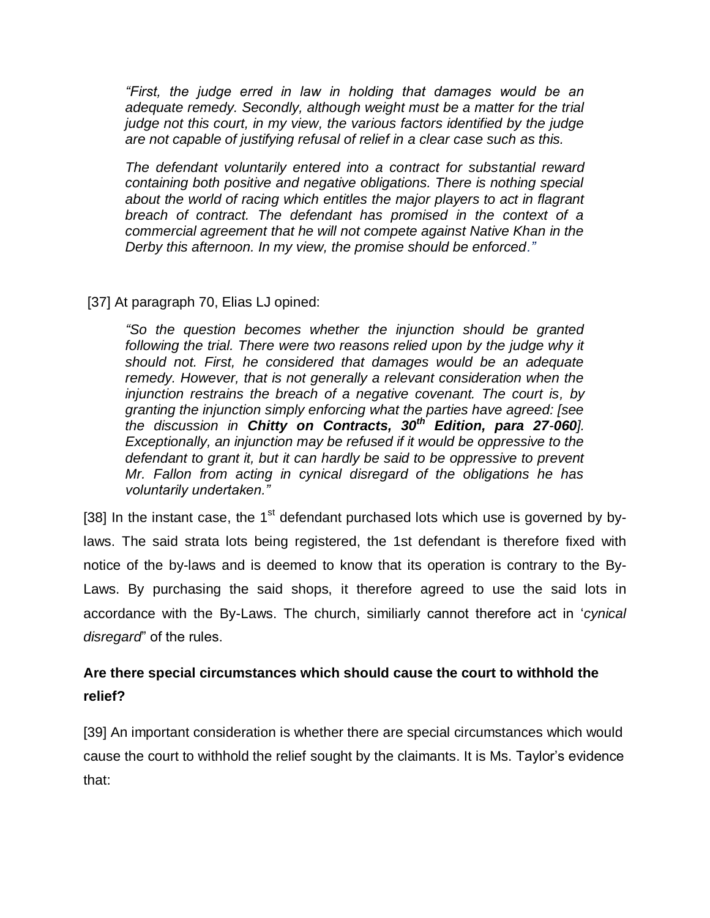> *"First, the judge erred in law in holding that damages would be an adequate remedy. Secondly, although weight must be a matter for the trial judge not this court, in my view, the various factors identified by the judge are not capable of justifying refusal of relief in a clear case such as this.*
>
> *The defendant voluntarily entered into a contract for substantial reward containing both positive and negative obligations. There is nothing special about the world of racing which entitles the major players to act in flagrant breach of contract. The defendant has promised in the context of a commercial agreement that he will not compete against Native Khan in the Derby this afternoon. In my view, the promise should be enforced."*

[37] At paragraph 70, Elias LJ opined:

> *"So the question becomes whether the injunction should be granted following the trial. There were two reasons relied upon by the judge why it should not. First, he considered that damages would be an adequate remedy. However, that is not generally a relevant consideration when the injunction restrains the breach of a negative covenant. The court is, by granting the injunction simply enforcing what the parties have agreed: [see the discussion in **Chitty on Contracts, 30th Edition, para 27-060**]. Exceptionally, an injunction may be refused if it would be oppressive to the defendant to grant it, but it can hardly be said to be oppressive to prevent Mr. Fallon from acting in cynical disregard of the obligations he has voluntarily undertaken."*

[38] In the instant case, the 1st defendant purchased lots which use is governed by by-laws. The said strata lots being registered, the 1st defendant is therefore fixed with notice of the by-laws and is deemed to know that its operation is contrary to the By-Laws. By purchasing the said shops, it therefore agreed to use the said lots in accordance with the By-Laws. The church, similiarly cannot therefore act in '*cynical disregard*" of the rules.

**Are there special circumstances which should cause the court to withhold the relief?**

[39] An important consideration is whether there are special circumstances which would cause the court to withhold the relief sought by the claimants. It is Ms. Taylor's evidence that: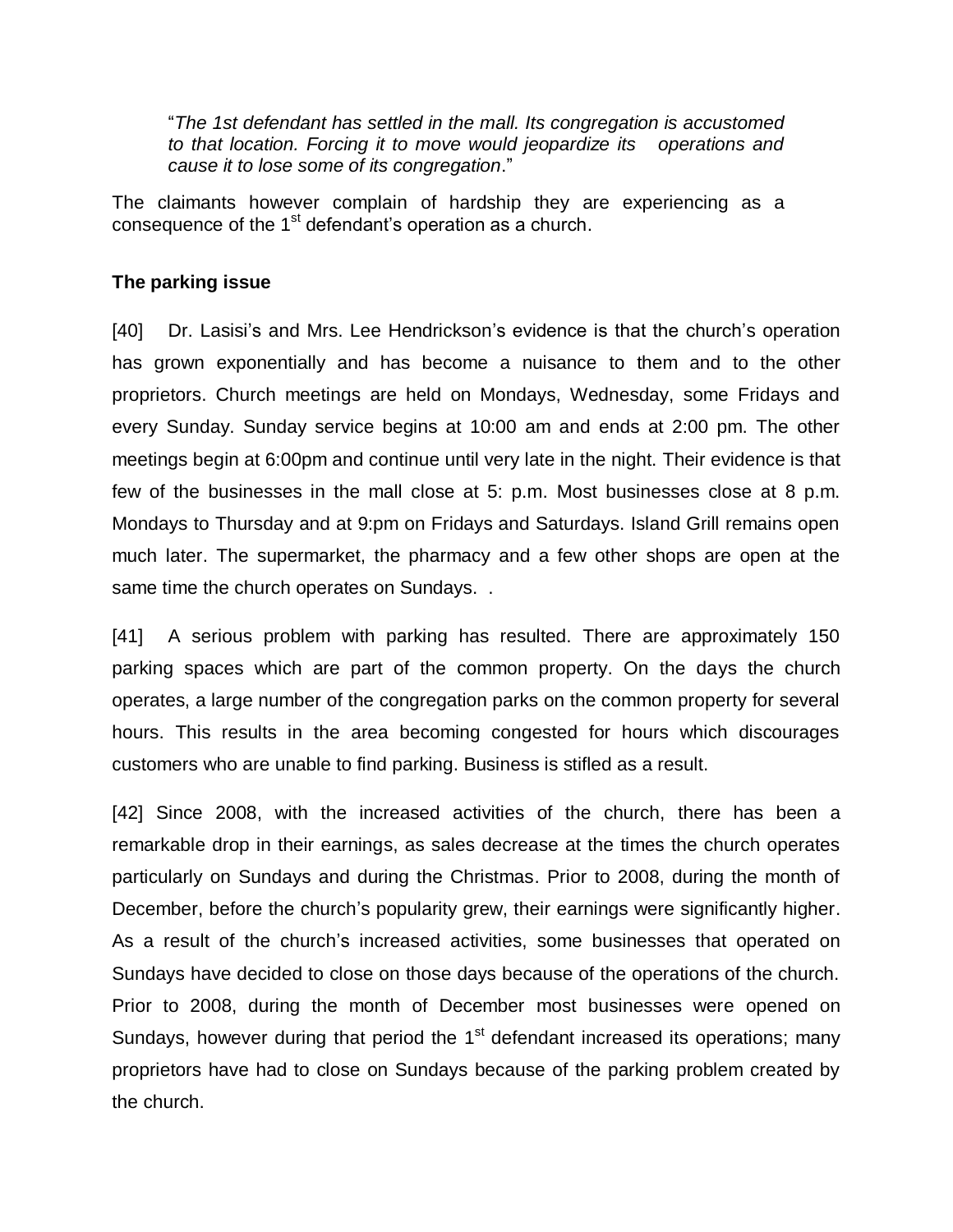"*The 1st defendant has settled in the mall. Its congregation is accustomed to that location. Forcing it to move would jeopardize its operations and cause it to lose some of its congregation*."

The claimants however complain of hardship they are experiencing as a consequence of the 1st defendant's operation as a church.

**The parking issue**

[40] Dr. Lasisi's and Mrs. Lee Hendrickson's evidence is that the church's operation has grown exponentially and has become a nuisance to them and to the other proprietors. Church meetings are held on Mondays, Wednesday, some Fridays and every Sunday. Sunday service begins at 10:00 am and ends at 2:00 pm. The other meetings begin at 6:00pm and continue until very late in the night. Their evidence is that few of the businesses in the mall close at 5: p.m. Most businesses close at 8 p.m. Mondays to Thursday and at 9:pm on Fridays and Saturdays. Island Grill remains open much later. The supermarket, the pharmacy and a few other shops are open at the same time the church operates on Sundays. .

[41] A serious problem with parking has resulted. There are approximately 150 parking spaces which are part of the common property. On the days the church operates, a large number of the congregation parks on the common property for several hours. This results in the area becoming congested for hours which discourages customers who are unable to find parking. Business is stifled as a result.

[42] Since 2008, with the increased activities of the church, there has been a remarkable drop in their earnings, as sales decrease at the times the church operates particularly on Sundays and during the Christmas. Prior to 2008, during the month of December, before the church's popularity grew, their earnings were significantly higher. As a result of the church's increased activities, some businesses that operated on Sundays have decided to close on those days because of the operations of the church. Prior to 2008, during the month of December most businesses were opened on Sundays, however during that period the 1st defendant increased its operations; many proprietors have had to close on Sundays because of the parking problem created by the church.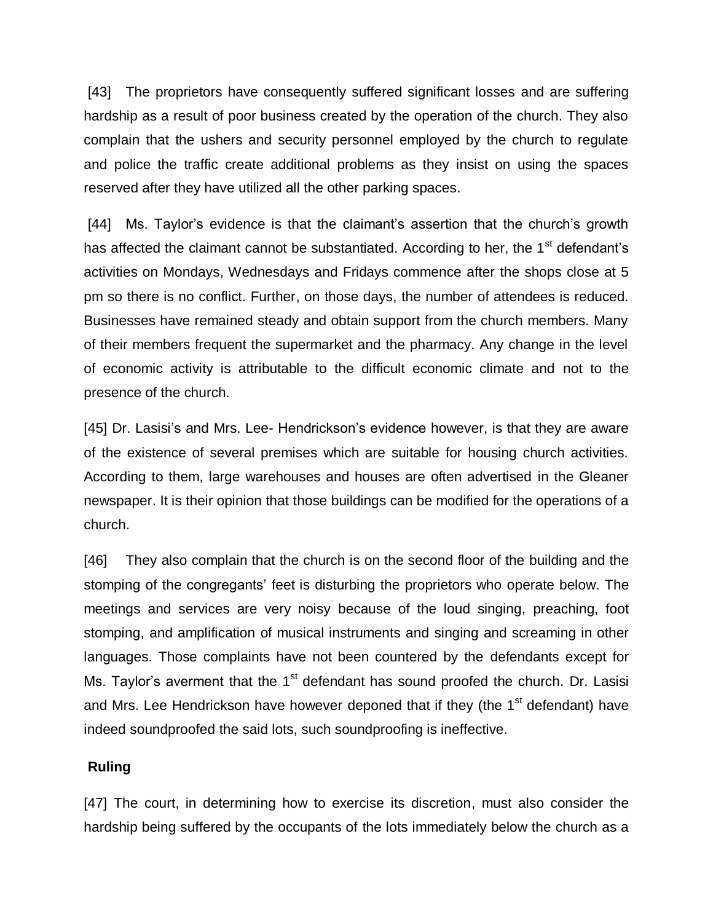[43] The proprietors have consequently suffered significant losses and are suffering hardship as a result of poor business created by the operation of the church. They also complain that the ushers and security personnel employed by the church to regulate and police the traffic create additional problems as they insist on using the spaces reserved after they have utilized all the other parking spaces.

[44] Ms. Taylor's evidence is that the claimant's assertion that the church's growth has affected the claimant cannot be substantiated. According to her, the 1st defendant's activities on Mondays, Wednesdays and Fridays commence after the shops close at 5 pm so there is no conflict. Further, on those days, the number of attendees is reduced. Businesses have remained steady and obtain support from the church members. Many of their members frequent the supermarket and the pharmacy. Any change in the level of economic activity is attributable to the difficult economic climate and not to the presence of the church.

[45] Dr. Lasisi's and Mrs. Lee- Hendrickson's evidence however, is that they are aware of the existence of several premises which are suitable for housing church activities. According to them, large warehouses and houses are often advertised in the Gleaner newspaper. It is their opinion that those buildings can be modified for the operations of a church.

[46] They also complain that the church is on the second floor of the building and the stomping of the congregants' feet is disturbing the proprietors who operate below. The meetings and services are very noisy because of the loud singing, preaching, foot stomping, and amplification of musical instruments and singing and screaming in other languages. Those complaints have not been countered by the defendants except for Ms. Taylor's averment that the 1st defendant has sound proofed the church. Dr. Lasisi and Mrs. Lee Hendrickson have however deponed that if they (the 1st defendant) have indeed soundproofed the said lots, such soundproofing is ineffective.

**Ruling**

[47] The court, in determining how to exercise its discretion, must also consider the hardship being suffered by the occupants of the lots immediately below the church as a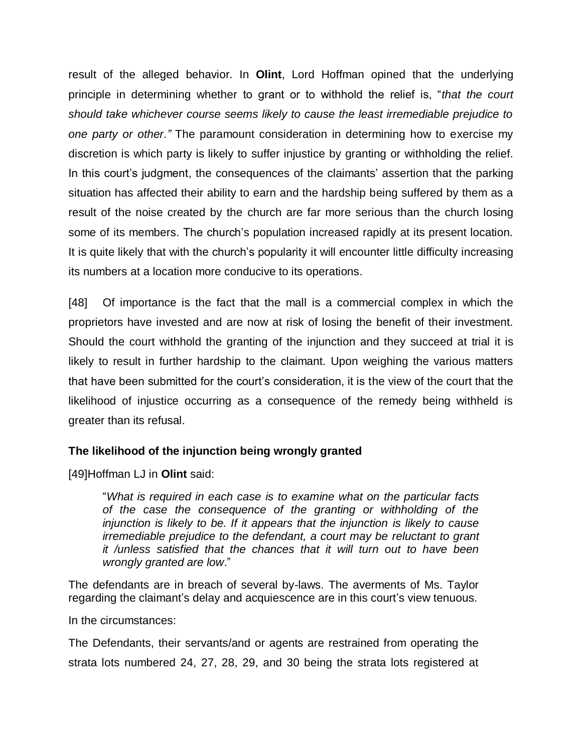result of the alleged behavior. In **Olint**, Lord Hoffman opined that the underlying principle in determining whether to grant or to withhold the relief is, "*that the court should take whichever course seems likely to cause the least irremediable prejudice to one party or other.*" The paramount consideration in determining how to exercise my discretion is which party is likely to suffer injustice by granting or withholding the relief. In this court's judgment, the consequences of the claimants' assertion that the parking situation has affected their ability to earn and the hardship being suffered by them as a result of the noise created by the church are far more serious than the church losing some of its members. The church's population increased rapidly at its present location. It is quite likely that with the church's popularity it will encounter little difficulty increasing its numbers at a location more conducive to its operations.

[48] Of importance is the fact that the mall is a commercial complex in which the proprietors have invested and are now at risk of losing the benefit of their investment. Should the court withhold the granting of the injunction and they succeed at trial it is likely to result in further hardship to the claimant. Upon weighing the various matters that have been submitted for the court's consideration, it is the view of the court that the likelihood of injustice occurring as a consequence of the remedy being withheld is greater than its refusal.

**The likelihood of the injunction being wrongly granted**

[49]Hoffman LJ in **Olint** said:

> "*What is required in each case is to examine what on the particular facts of the case the consequence of the granting or withholding of the injunction is likely to be. If it appears that the injunction is likely to cause irremediable prejudice to the defendant, a court may be reluctant to grant it /unless satisfied that the chances that it will turn out to have been wrongly granted are low*."

The defendants are in breach of several by-laws. The averments of Ms. Taylor regarding the claimant's delay and acquiescence are in this court's view tenuous.

In the circumstances:

The Defendants, their servants/and or agents are restrained from operating the strata lots numbered 24, 27, 28, 29, and 30 being the strata lots registered at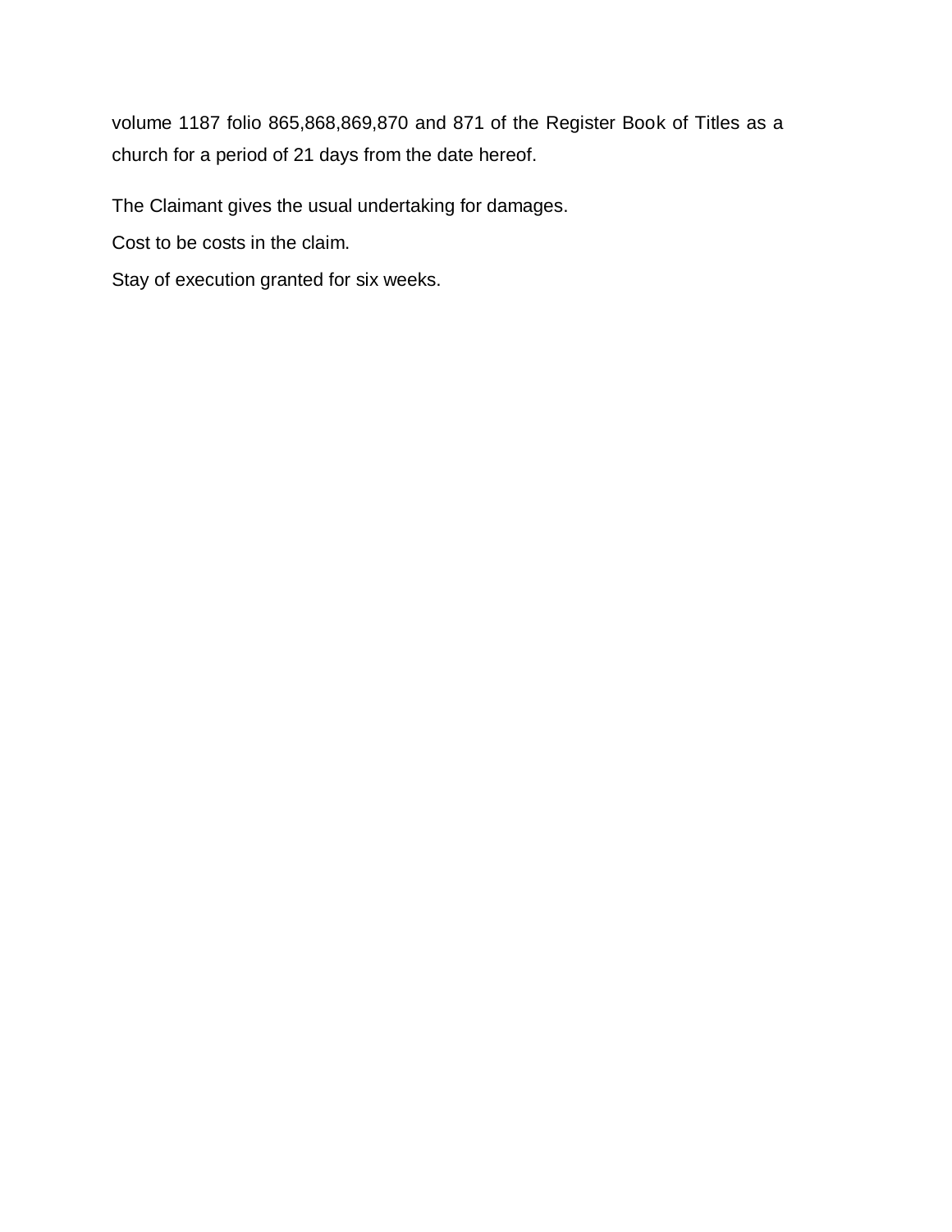volume 1187 folio 865,868,869,870 and 871 of the Register Book of Titles as a church for a period of 21 days from the date hereof.

The Claimant gives the usual undertaking for damages.

Cost to be costs in the claim.

Stay of execution granted for six weeks.